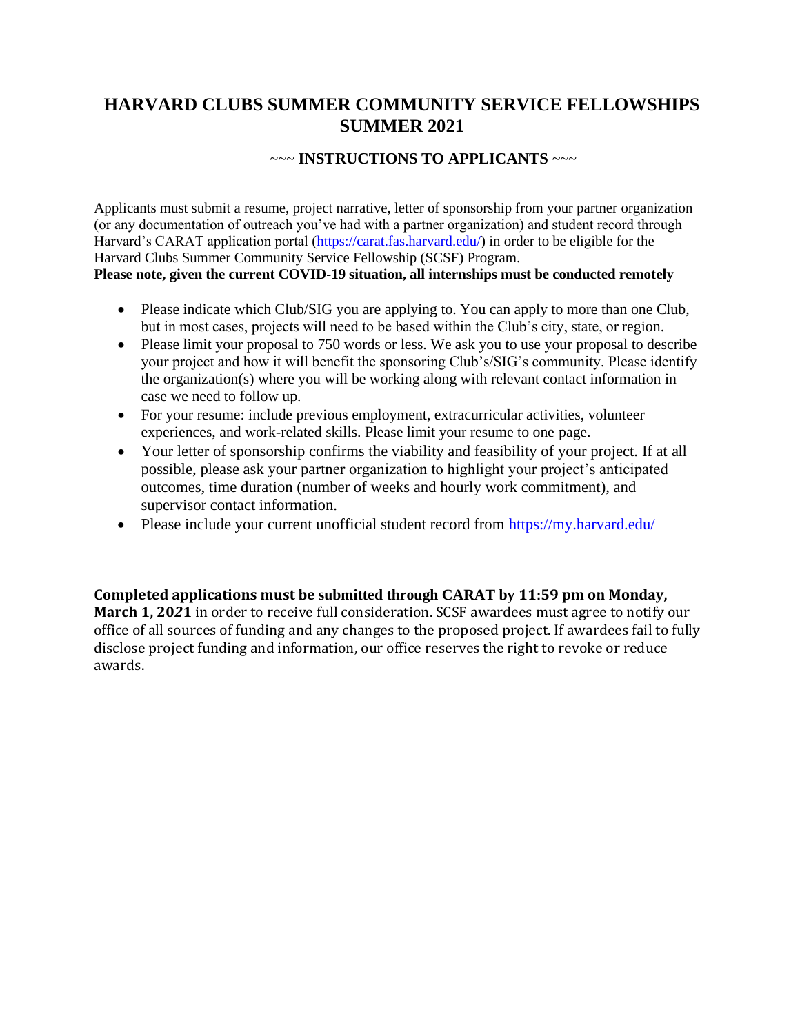# HARVARD CLUBS SUMMER COMMUNITY SERVICE FELLOWSHIPS SUMMER 2021

~~~ **INSTRUCTIONS TO APPLICANTS** ~~~

Applicants must submit a resume, project narrative, letter of sponsorship from your partner organization (or any documentation of outreach you've had with a partner organization) and student record through Harvard's CARAT application portal (https://carat.fas.harvard.edu/) in order to be eligible for the Harvard Clubs Summer Community Service Fellowship (SCSF) Program.

**Please note, given the current COVID-19 situation, all internships must be conducted remotely**

- Please indicate which Club/SIG you are applying to. You can apply to more than one Club, but in most cases, projects will need to be based within the Club's city, state, or region.
- Please limit your proposal to 750 words or less. We ask you to use your proposal to describe your project and how it will benefit the sponsoring Club's/SIG's community. Please identify the organization(s) where you will be working along with relevant contact information in case we need to follow up.
- For your resume: include previous employment, extracurricular activities, volunteer experiences, and work-related skills. Please limit your resume to one page.
- Your letter of sponsorship confirms the viability and feasibility of your project. If at all possible, please ask your partner organization to highlight your project's anticipated outcomes, time duration (number of weeks and hourly work commitment), and supervisor contact information.
- Please include your current unofficial student record from https://my.harvard.edu/

**Completed applications must be submitted through CARAT by 11:59 pm on Monday, March 1, 2021** in order to receive full consideration. SCSF awardees must agree to notify our office of all sources of funding and any changes to the proposed project. If awardees fail to fully disclose project funding and information, our office reserves the right to revoke or reduce awards.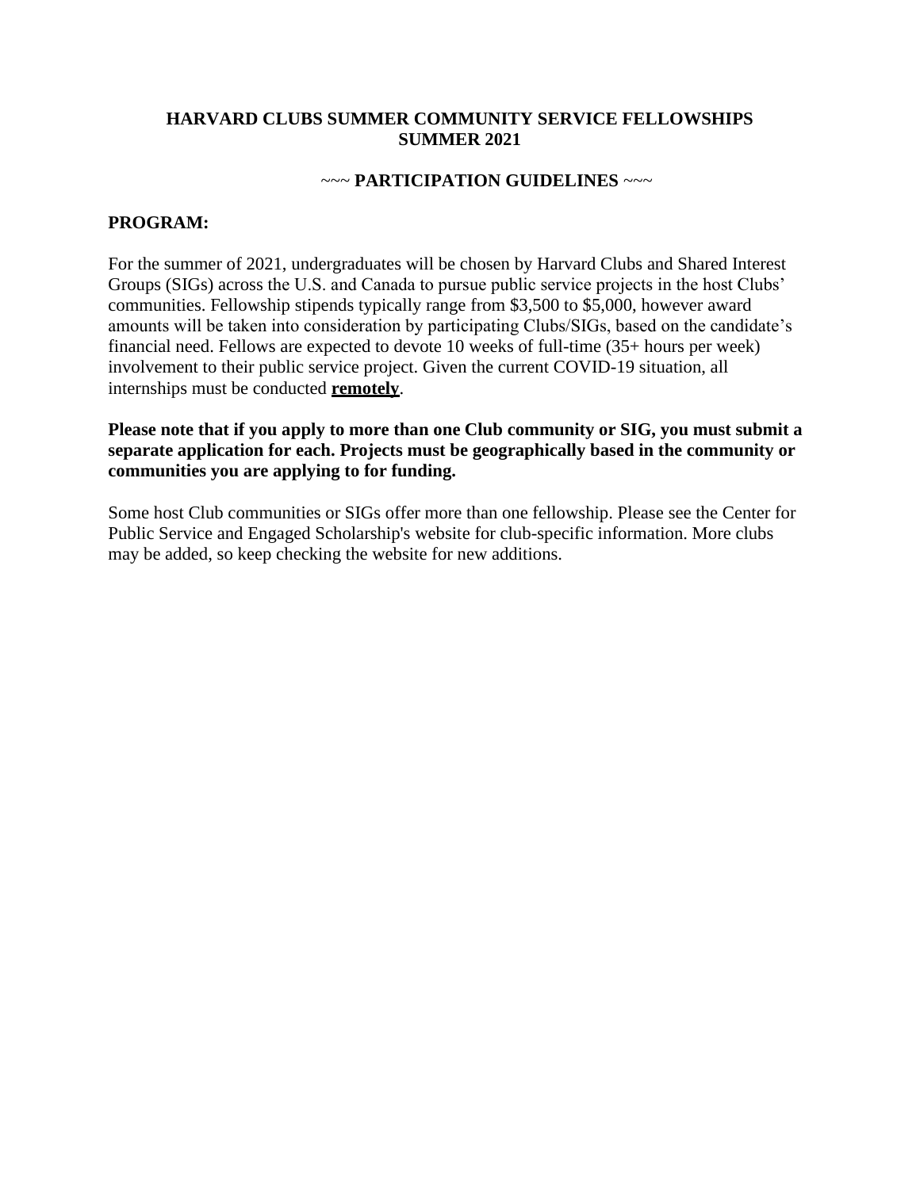**HARVARD CLUBS SUMMER COMMUNITY SERVICE FELLOWSHIPS**
**SUMMER 2021**

~~~ **PARTICIPATION GUIDELINES** ~~~

## PROGRAM:

For the summer of 2021, undergraduates will be chosen by Harvard Clubs and Shared Interest Groups (SIGs) across the U.S. and Canada to pursue public service projects in the host Clubs' communities. Fellowship stipends typically range from $3,500 to $5,000, however award amounts will be taken into consideration by participating Clubs/SIGs, based on the candidate's financial need. Fellows are expected to devote 10 weeks of full-time (35+ hours per week) involvement to their public service project. Given the current COVID-19 situation, all internships must be conducted <u>**remotely**</u>.

**Please note that if you apply to more than one Club community or SIG, you must submit a separate application for each. Projects must be geographically based in the community or communities you are applying to for funding.**

Some host Club communities or SIGs offer more than one fellowship. Please see the Center for Public Service and Engaged Scholarship's website for club-specific information. More clubs may be added, so keep checking the website for new additions.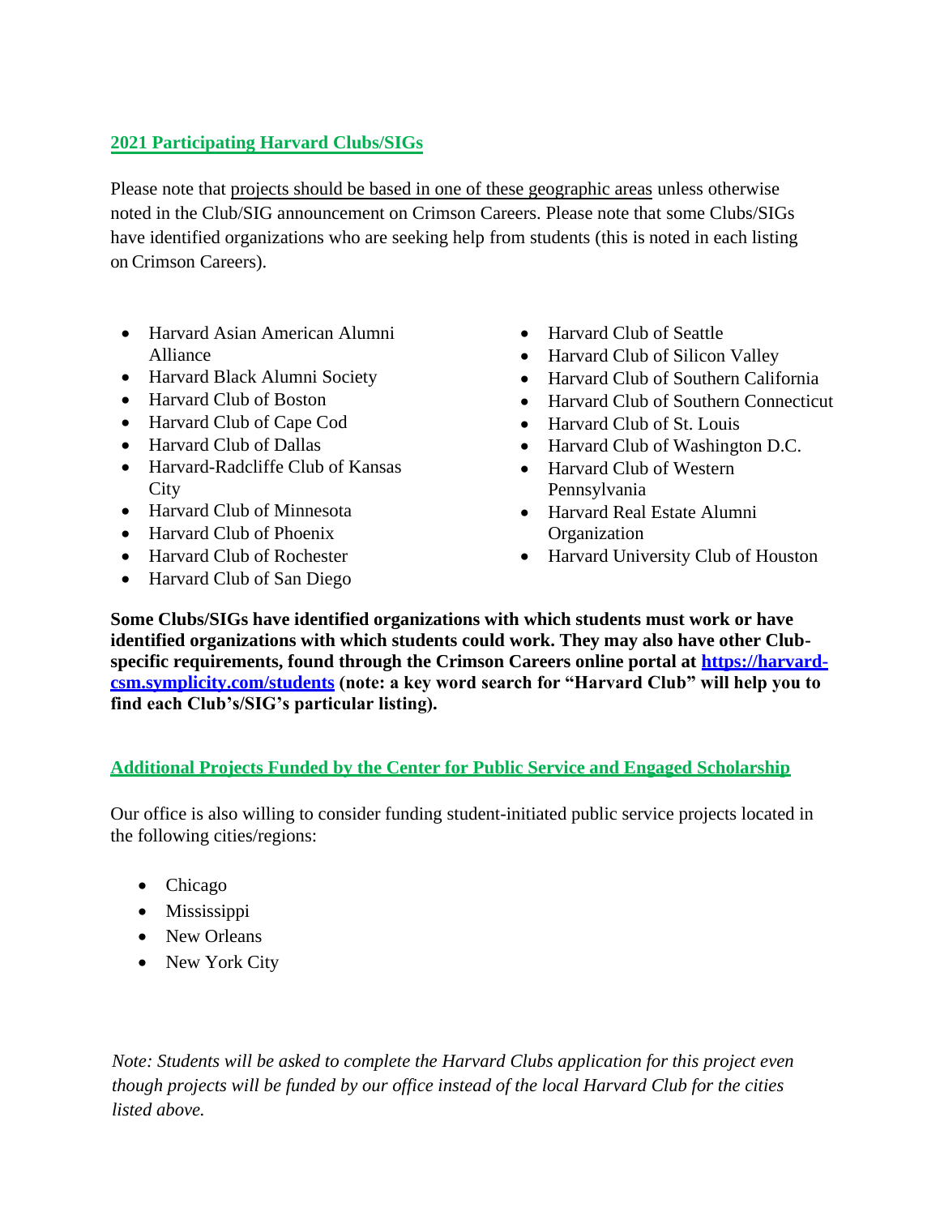## 2021 Participating Harvard Clubs/SIGs

Please note that projects should be based in one of these geographic areas unless otherwise noted in the Club/SIG announcement on Crimson Careers. Please note that some Clubs/SIGs have identified organizations who are seeking help from students (this is noted in each listing on Crimson Careers).

- Harvard Asian American Alumni Alliance
- Harvard Black Alumni Society
- Harvard Club of Boston
- Harvard Club of Cape Cod
- Harvard Club of Dallas
- Harvard-Radcliffe Club of Kansas City
- Harvard Club of Minnesota
- Harvard Club of Phoenix
- Harvard Club of Rochester
- Harvard Club of San Diego
- Harvard Club of Seattle
- Harvard Club of Silicon Valley
- Harvard Club of Southern California
- Harvard Club of Southern Connecticut
- Harvard Club of St. Louis
- Harvard Club of Washington D.C.
- Harvard Club of Western Pennsylvania
- Harvard Real Estate Alumni Organization
- Harvard University Club of Houston

**Some Clubs/SIGs have identified organizations with which students must work or have identified organizations with which students could work. They may also have other Club-specific requirements, found through the Crimson Careers online portal at [https://harvard-csm.symplicity.com/students](https://harvard-csm.symplicity.com/students) (note: a key word search for "Harvard Club" will help you to find each Club's/SIG's particular listing).**

## Additional Projects Funded by the Center for Public Service and Engaged Scholarship

Our office is also willing to consider funding student-initiated public service projects located in the following cities/regions:

- Chicago
- Mississippi
- New Orleans
- New York City

*Note: Students will be asked to complete the Harvard Clubs application for this project even though projects will be funded by our office instead of the local Harvard Club for the cities listed above.*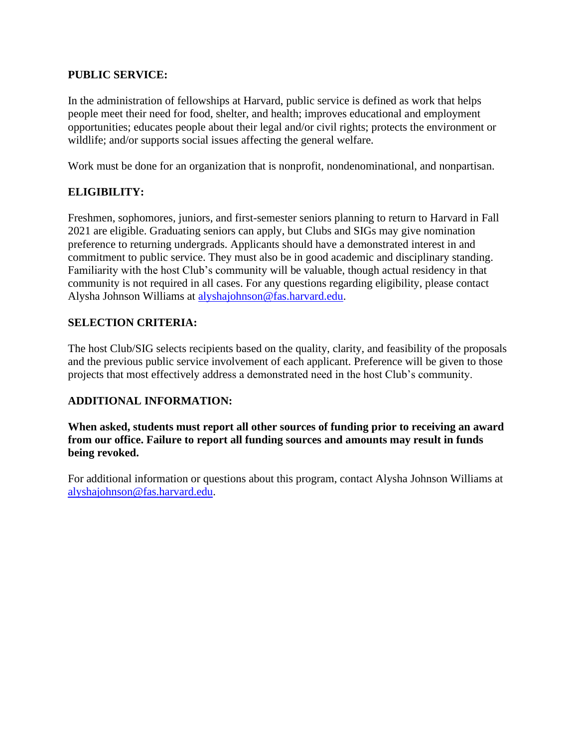**PUBLIC SERVICE:**

In the administration of fellowships at Harvard, public service is defined as work that helps people meet their need for food, shelter, and health; improves educational and employment opportunities; educates people about their legal and/or civil rights; protects the environment or wildlife; and/or supports social issues affecting the general welfare.

Work must be done for an organization that is nonprofit, nondenominational, and nonpartisan.

**ELIGIBILITY:**

Freshmen, sophomores, juniors, and first-semester seniors planning to return to Harvard in Fall 2021 are eligible. Graduating seniors can apply, but Clubs and SIGs may give nomination preference to returning undergrads. Applicants should have a demonstrated interest in and commitment to public service. They must also be in good academic and disciplinary standing. Familiarity with the host Club's community will be valuable, though actual residency in that community is not required in all cases. For any questions regarding eligibility, please contact Alysha Johnson Williams at alyshajohnson@fas.harvard.edu.

**SELECTION CRITERIA:**

The host Club/SIG selects recipients based on the quality, clarity, and feasibility of the proposals and the previous public service involvement of each applicant. Preference will be given to those projects that most effectively address a demonstrated need in the host Club's community.

**ADDITIONAL INFORMATION:**

**When asked, students must report all other sources of funding prior to receiving an award from our office. Failure to report all funding sources and amounts may result in funds being revoked.**

For additional information or questions about this program, contact Alysha Johnson Williams at alyshajohnson@fas.harvard.edu.